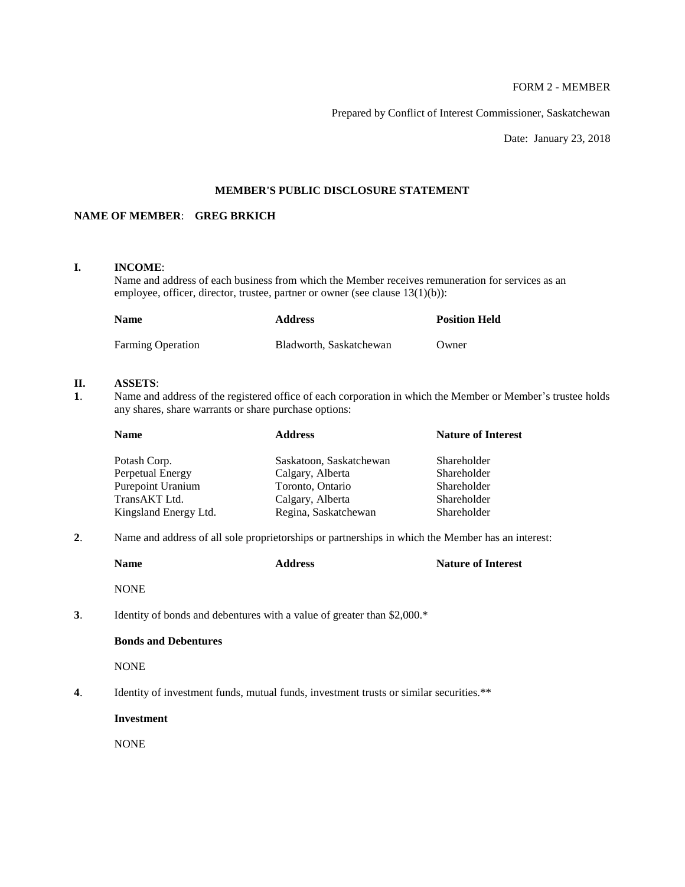FORM 2 - MEMBER

Prepared by Conflict of Interest Commissioner, Saskatchewan

Date: January 23, 2018

# MEMBER'S PUBLIC DISCLOSURE STATEMENT

**NAME OF MEMBER**: **GREG BRKICH**

## I. INCOME:

Name and address of each business from which the Member receives remuneration for services as an employee, officer, director, trustee, partner or owner (see clause 13(1)(b)):

| Name | Address | Position Held |
| --- | --- | --- |
| Farming Operation | Bladworth, Saskatchewan | Owner |

## II. ASSETS:

**1**. Name and address of the registered office of each corporation in which the Member or Member's trustee holds any shares, share warrants or share purchase options:

| Name | Address | Nature of Interest |
| --- | --- | --- |
| Potash Corp. | Saskatoon, Saskatchewan | Shareholder |
| Perpetual Energy | Calgary, Alberta | Shareholder |
| Purepoint Uranium | Toronto, Ontario | Shareholder |
| TransAKT Ltd. | Calgary, Alberta | Shareholder |
| Kingsland Energy Ltd. | Regina, Saskatchewan | Shareholder |

**2**. Name and address of all sole proprietorships or partnerships in which the Member has an interest:

| Name | Address | Nature of Interest |
| --- | --- | --- |
| NONE | | |

**3**. Identity of bonds and debentures with a value of greater than $2,000.*

**Bonds and Debentures**

NONE

**4**. Identity of investment funds, mutual funds, investment trusts or similar securities.**

**Investment**

NONE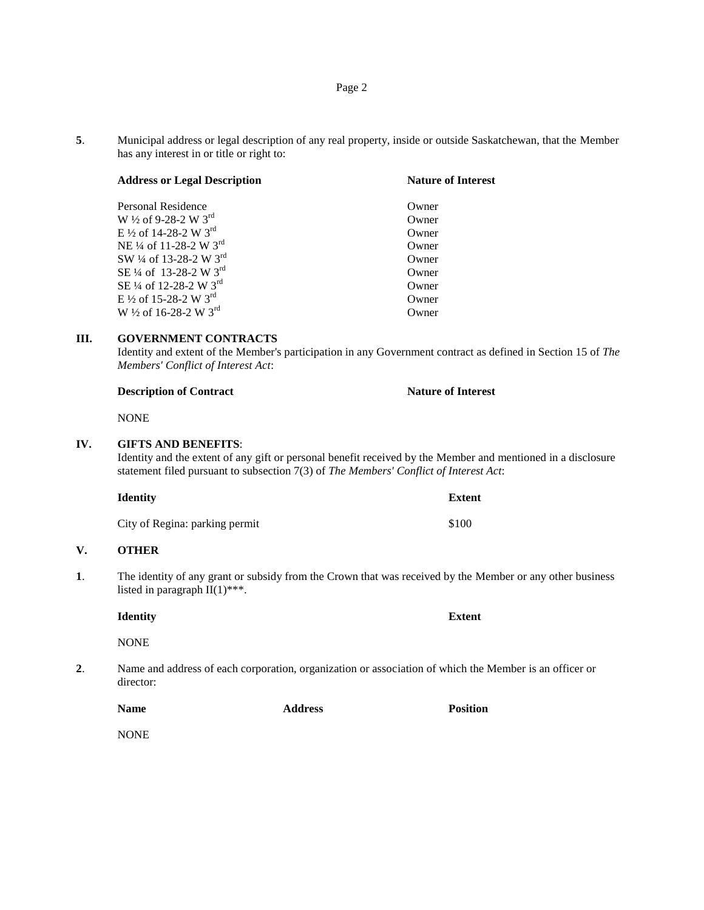**5**. Municipal address or legal description of any real property, inside or outside Saskatchewan, that the Member has any interest in or title or right to:

| **Address or Legal Description** | **Nature of Interest** |
|---|---|
| Personal Residence | Owner |
| W ½ of 9-28-2 W 3rd | Owner |
| E ½ of 14-28-2 W 3rd | Owner |
| NE ¼ of 11-28-2 W 3rd | Owner |
| SW ¼ of 13-28-2 W 3rd | Owner |
| SE ¼ of 13-28-2 W 3rd | Owner |
| SE ¼ of 12-28-2 W 3rd | Owner |
| E ½ of 15-28-2 W 3rd | Owner |
| W ½ of 16-28-2 W 3rd | Owner |

## III. GOVERNMENT CONTRACTS

Identity and extent of the Member's participation in any Government contract as defined in Section 15 of *The Members' Conflict of Interest Act*:

| **Description of Contract** | **Nature of Interest** |
|---|---|
| NONE | |

## IV. GIFTS AND BENEFITS:

Identity and the extent of any gift or personal benefit received by the Member and mentioned in a disclosure statement filed pursuant to subsection 7(3) of *The Members' Conflict of Interest Act*:

| **Identity** | **Extent** |
|---|---|
| City of Regina: parking permit | $100 |

## V. OTHER

**1**. The identity of any grant or subsidy from the Crown that was received by the Member or any other business listed in paragraph II(1)***.

| **Identity** | **Extent** |
|---|---|
| NONE | |

**2**. Name and address of each corporation, organization or association of which the Member is an officer or director:

| **Name** | **Address** | **Position** |
|---|---|---|
| NONE | | |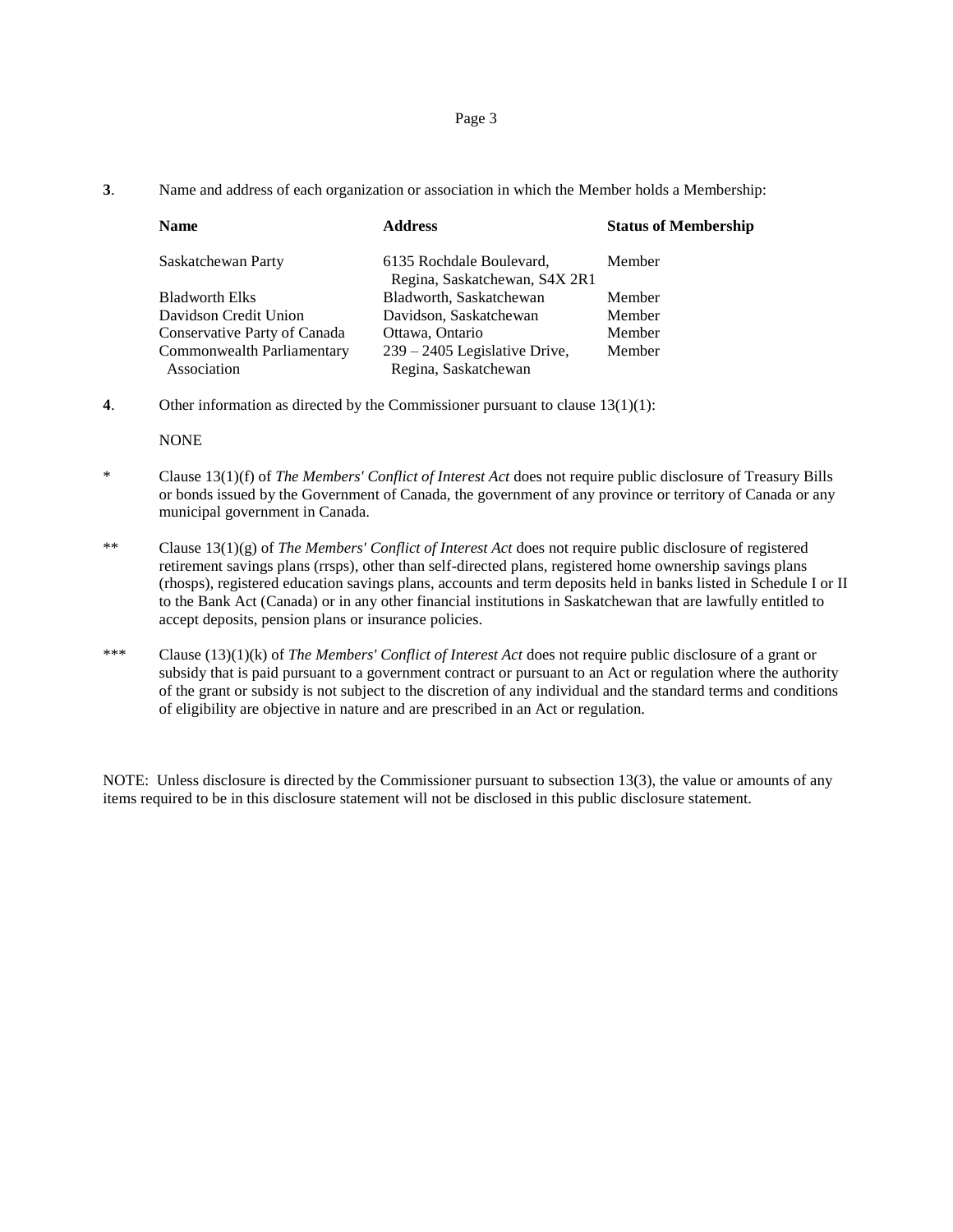**3**. Name and address of each organization or association in which the Member holds a Membership:

| Name | Address | Status of Membership |
|---|---|---|
| Saskatchewan Party | 6135 Rochdale Boulevard, Regina, Saskatchewan, S4X 2R1 | Member |
| Bladworth Elks | Bladworth, Saskatchewan | Member |
| Davidson Credit Union | Davidson, Saskatchewan | Member |
| Conservative Party of Canada | Ottawa, Ontario | Member |
| Commonwealth Parliamentary Association | 239 – 2405 Legislative Drive, Regina, Saskatchewan | Member |

**4**. Other information as directed by the Commissioner pursuant to clause 13(1)(l):

NONE

\* Clause 13(1)(f) of *The Members' Conflict of Interest Act* does not require public disclosure of Treasury Bills or bonds issued by the Government of Canada, the government of any province or territory of Canada or any municipal government in Canada.

\*\* Clause 13(1)(g) of *The Members' Conflict of Interest Act* does not require public disclosure of registered retirement savings plans (rrsps), other than self-directed plans, registered home ownership savings plans (rhosps), registered education savings plans, accounts and term deposits held in banks listed in Schedule I or II to the Bank Act (Canada) or in any other financial institutions in Saskatchewan that are lawfully entitled to accept deposits, pension plans or insurance policies.

\*\*\* Clause (13)(1)(k) of *The Members' Conflict of Interest Act* does not require public disclosure of a grant or subsidy that is paid pursuant to a government contract or pursuant to an Act or regulation where the authority of the grant or subsidy is not subject to the discretion of any individual and the standard terms and conditions of eligibility are objective in nature and are prescribed in an Act or regulation.

NOTE: Unless disclosure is directed by the Commissioner pursuant to subsection 13(3), the value or amounts of any items required to be in this disclosure statement will not be disclosed in this public disclosure statement.